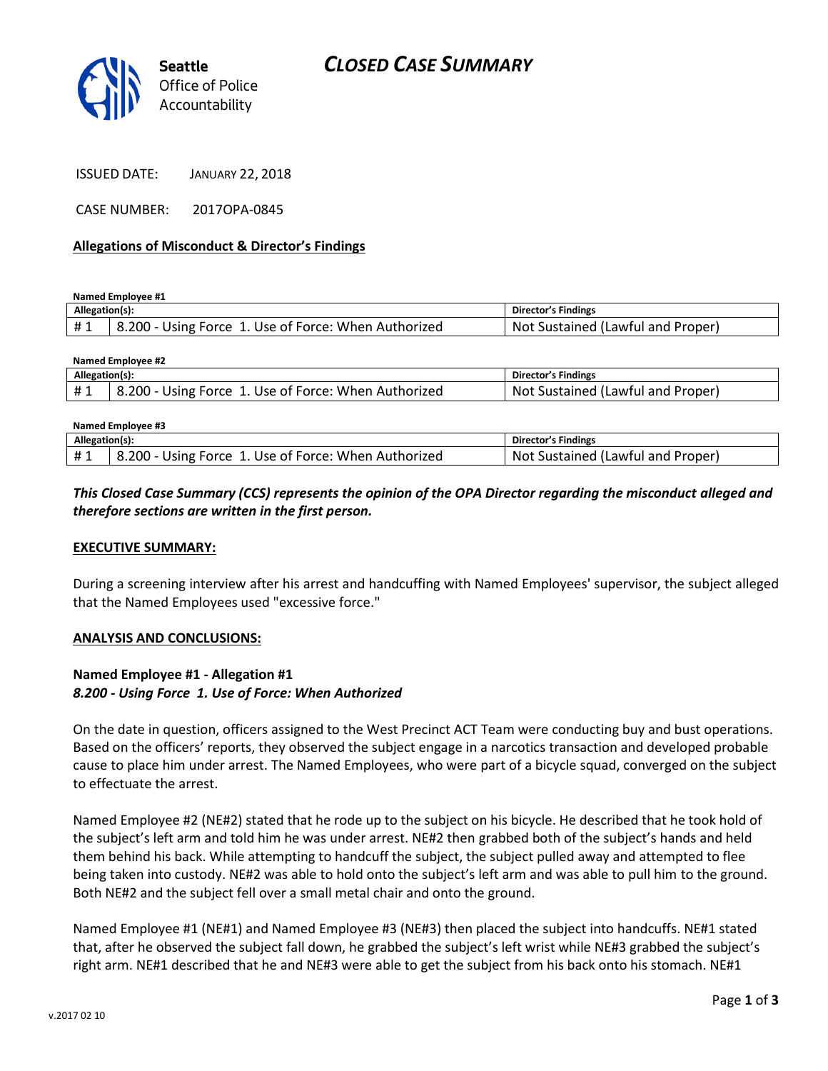Seattle Office of Police Accountability

# CLOSED CASE SUMMARY

ISSUED DATE: JANUARY 22, 2018

CASE NUMBER: 2017OPA-0845

**Allegations of Misconduct & Director's Findings**

**Named Employee #1**

| Allegation(s): | | Director's Findings |
|---|---|---|
| # 1 | 8.200 - Using Force 1. Use of Force: When Authorized | Not Sustained (Lawful and Proper) |

**Named Employee #2**

| Allegation(s): | | Director's Findings |
|---|---|---|
| # 1 | 8.200 - Using Force 1. Use of Force: When Authorized | Not Sustained (Lawful and Proper) |

**Named Employee #3**

| Allegation(s): | | Director's Findings |
|---|---|---|
| # 1 | 8.200 - Using Force 1. Use of Force: When Authorized | Not Sustained (Lawful and Proper) |

***This Closed Case Summary (CCS) represents the opinion of the OPA Director regarding the misconduct alleged and therefore sections are written in the first person.***

**EXECUTIVE SUMMARY:**

During a screening interview after his arrest and handcuffing with Named Employees' supervisor, the subject alleged that the Named Employees used "excessive force."

**ANALYSIS AND CONCLUSIONS:**

**Named Employee #1 - Allegation #1**
***8.200 - Using Force 1. Use of Force: When Authorized***

On the date in question, officers assigned to the West Precinct ACT Team were conducting buy and bust operations. Based on the officers' reports, they observed the subject engage in a narcotics transaction and developed probable cause to place him under arrest. The Named Employees, who were part of a bicycle squad, converged on the subject to effectuate the arrest.

Named Employee #2 (NE#2) stated that he rode up to the subject on his bicycle. He described that he took hold of the subject's left arm and told him he was under arrest. NE#2 then grabbed both of the subject's hands and held them behind his back. While attempting to handcuff the subject, the subject pulled away and attempted to flee being taken into custody. NE#2 was able to hold onto the subject's left arm and was able to pull him to the ground. Both NE#2 and the subject fell over a small metal chair and onto the ground.

Named Employee #1 (NE#1) and Named Employee #3 (NE#3) then placed the subject into handcuffs. NE#1 stated that, after he observed the subject fall down, he grabbed the subject's left wrist while NE#3 grabbed the subject's right arm. NE#1 described that he and NE#3 were able to get the subject from his back onto his stomach. NE#1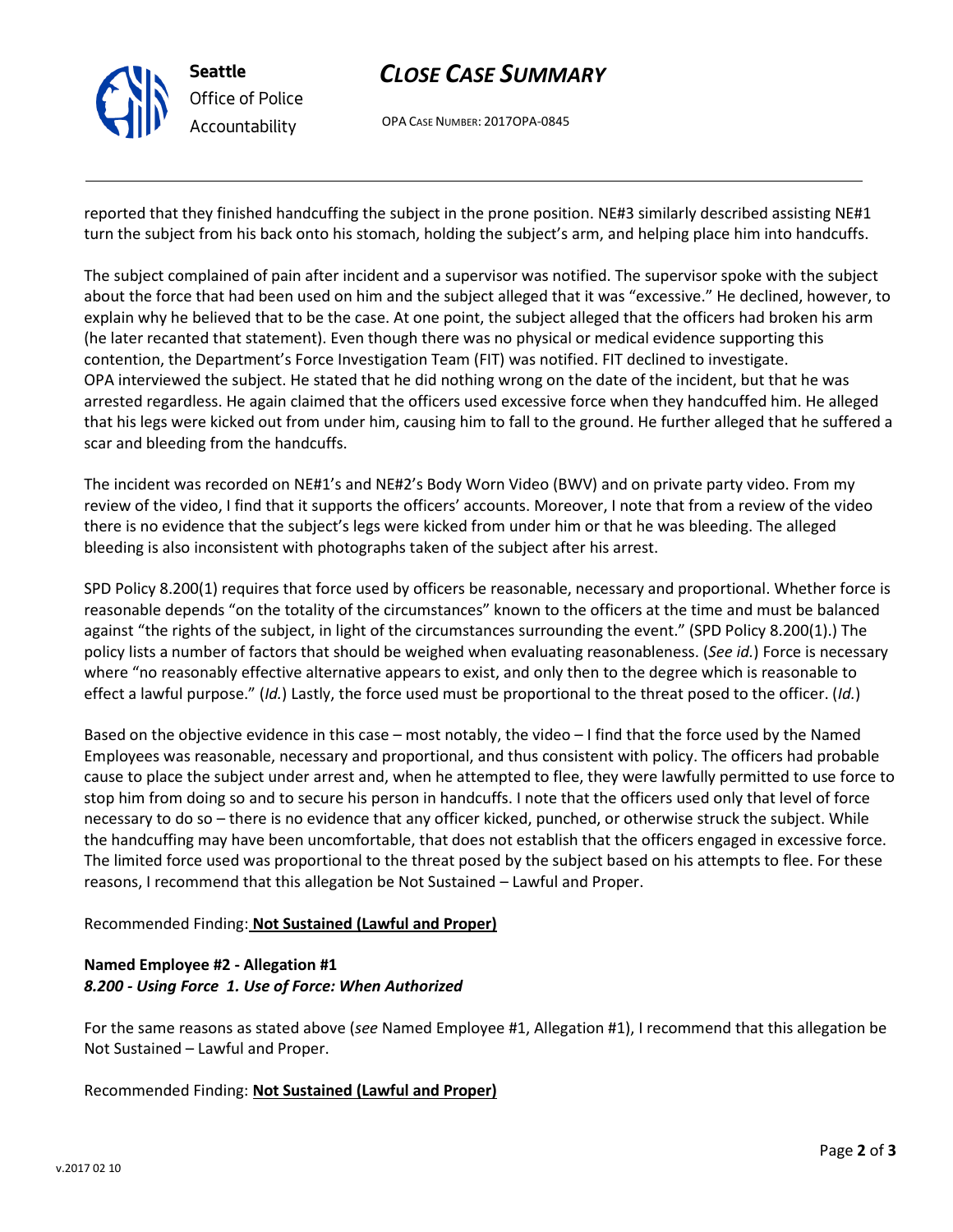reported that they finished handcuffing the subject in the prone position. NE#3 similarly described assisting NE#1 turn the subject from his back onto his stomach, holding the subject's arm, and helping place him into handcuffs.

The subject complained of pain after incident and a supervisor was notified. The supervisor spoke with the subject about the force that had been used on him and the subject alleged that it was "excessive." He declined, however, to explain why he believed that to be the case. At one point, the subject alleged that the officers had broken his arm (he later recanted that statement). Even though there was no physical or medical evidence supporting this contention, the Department's Force Investigation Team (FIT) was notified. FIT declined to investigate.
OPA interviewed the subject. He stated that he did nothing wrong on the date of the incident, but that he was arrested regardless. He again claimed that the officers used excessive force when they handcuffed him. He alleged that his legs were kicked out from under him, causing him to fall to the ground. He further alleged that he suffered a scar and bleeding from the handcuffs.

The incident was recorded on NE#1's and NE#2's Body Worn Video (BWV) and on private party video. From my review of the video, I find that it supports the officers' accounts. Moreover, I note that from a review of the video there is no evidence that the subject's legs were kicked from under him or that he was bleeding. The alleged bleeding is also inconsistent with photographs taken of the subject after his arrest.

SPD Policy 8.200(1) requires that force used by officers be reasonable, necessary and proportional. Whether force is reasonable depends "on the totality of the circumstances" known to the officers at the time and must be balanced against "the rights of the subject, in light of the circumstances surrounding the event." (SPD Policy 8.200(1).) The policy lists a number of factors that should be weighed when evaluating reasonableness. (*See id.*) Force is necessary where "no reasonably effective alternative appears to exist, and only then to the degree which is reasonable to effect a lawful purpose." (*Id.*) Lastly, the force used must be proportional to the threat posed to the officer. (*Id.*)

Based on the objective evidence in this case – most notably, the video – I find that the force used by the Named Employees was reasonable, necessary and proportional, and thus consistent with policy. The officers had probable cause to place the subject under arrest and, when he attempted to flee, they were lawfully permitted to use force to stop him from doing so and to secure his person in handcuffs. I note that the officers used only that level of force necessary to do so – there is no evidence that any officer kicked, punched, or otherwise struck the subject. While the handcuffing may have been uncomfortable, that does not establish that the officers engaged in excessive force. The limited force used was proportional to the threat posed by the subject based on his attempts to flee. For these reasons, I recommend that this allegation be Not Sustained – Lawful and Proper.

Recommended Finding: **Not Sustained (Lawful and Proper)**

**Named Employee #2 - Allegation #1**
***8.200 - Using Force 1. Use of Force: When Authorized***

For the same reasons as stated above (*see* Named Employee #1, Allegation #1), I recommend that this allegation be Not Sustained – Lawful and Proper.

Recommended Finding: **Not Sustained (Lawful and Proper)**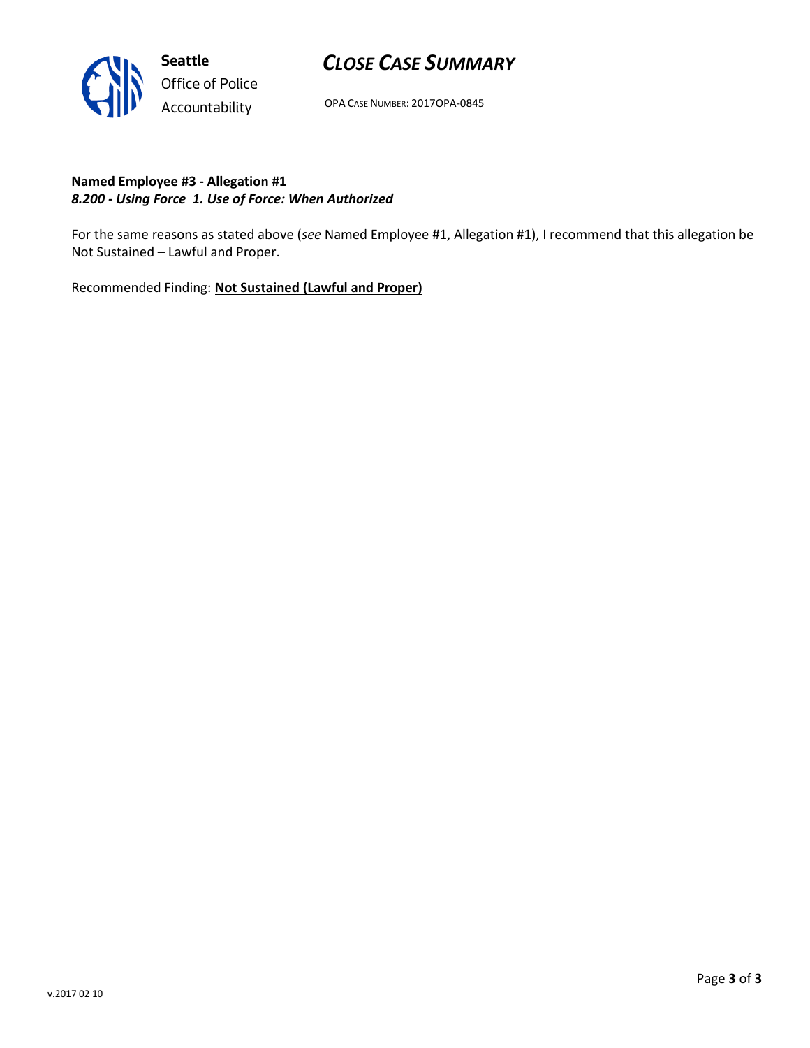**Named Employee #3 - Allegation #1**
***8.200 - Using Force 1. Use of Force: When Authorized***

For the same reasons as stated above (*see* Named Employee #1, Allegation #1), I recommend that this allegation be Not Sustained – Lawful and Proper.

Recommended Finding: **Not Sustained (Lawful and Proper)**